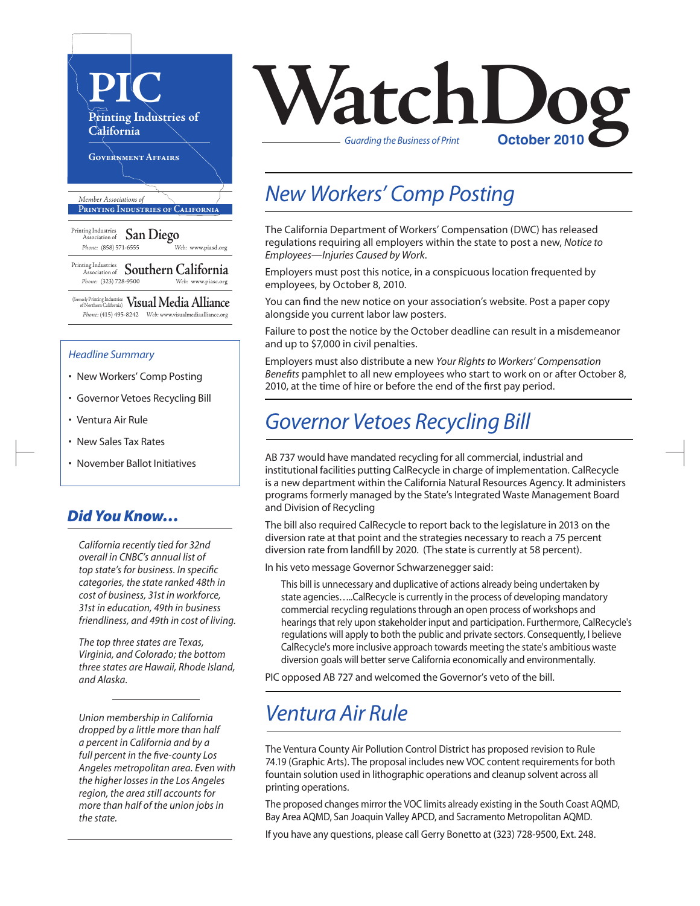# PIC

Printing Industries of California

Government Affairs

*Member Associations of*
**Printing Industries of California**

Printing Industries Association of **San Diego**
*Phone:* (858) 571-6555 *Web:* www.piasd.org

Printing Industries Association of **Southern California**
*Phone:* (323) 728-9500 *Web:* www.piasc.org

(formerly Printing Industries of Northern California) **Visual Media Alliance**
*Phone:* (415) 495-8242 *Web:* www.visualmediaalliance.org

*Headline Summary*

- New Workers' Comp Posting
- Governor Vetoes Recycling Bill
- Ventura Air Rule
- New Sales Tax Rates
- November Ballot Initiatives

## *Did You Know…*

*California recently tied for 32nd overall in CNBC's annual list of top state's for business. In specific categories, the state ranked 48th in cost of business, 31st in workforce, 31st in education, 49th in business friendliness, and 49th in cost of living.*

*The top three states are Texas, Virginia, and Colorado; the bottom three states are Hawaii, Rhode Island, and Alaska.*

*Union membership in California dropped by a little more than half a percent in California and by a full percent in the five-county Los Angeles metropolitan area. Even with the higher losses in the Los Angeles region, the area still accounts for more than half of the union jobs in the state.*

# WatchDog

*Guarding the Business of Print* **October 2010**

## *New Workers' Comp Posting*

The California Department of Workers' Compensation (DWC) has released regulations requiring all employers within the state to post a new, *Notice to Employees—Injuries Caused by Work*.

Employers must post this notice, in a conspicuous location frequented by employees, by October 8, 2010.

You can find the new notice on your association's website. Post a paper copy alongside you current labor law posters.

Failure to post the notice by the October deadline can result in a misdemeanor and up to $7,000 in civil penalties.

Employers must also distribute a new *Your Rights to Workers' Compensation Benefits* pamphlet to all new employees who start to work on or after October 8, 2010, at the time of hire or before the end of the first pay period.

## *Governor Vetoes Recycling Bill*

AB 737 would have mandated recycling for all commercial, industrial and institutional facilities putting CalRecycle in charge of implementation. CalRecycle is a new department within the California Natural Resources Agency. It administers programs formerly managed by the State's Integrated Waste Management Board and Division of Recycling

The bill also required CalRecycle to report back to the legislature in 2013 on the diversion rate at that point and the strategies necessary to reach a 75 percent diversion rate from landfill by 2020. (The state is currently at 58 percent).

In his veto message Governor Schwarzenegger said:

> This bill is unnecessary and duplicative of actions already being undertaken by state agencies…..CalRecycle is currently in the process of developing mandatory commercial recycling regulations through an open process of workshops and hearings that rely upon stakeholder input and participation. Furthermore, CalRecycle's regulations will apply to both the public and private sectors. Consequently, I believe CalRecycle's more inclusive approach towards meeting the state's ambitious waste diversion goals will better serve California economically and environmentally.

PIC opposed AB 727 and welcomed the Governor's veto of the bill.

## *Ventura Air Rule*

The Ventura County Air Pollution Control District has proposed revision to Rule 74.19 (Graphic Arts). The proposal includes new VOC content requirements for both fountain solution used in lithographic operations and cleanup solvent across all printing operations.

The proposed changes mirror the VOC limits already existing in the South Coast AQMD, Bay Area AQMD, San Joaquin Valley APCD, and Sacramento Metropolitan AQMD.

If you have any questions, please call Gerry Bonetto at (323) 728-9500, Ext. 248.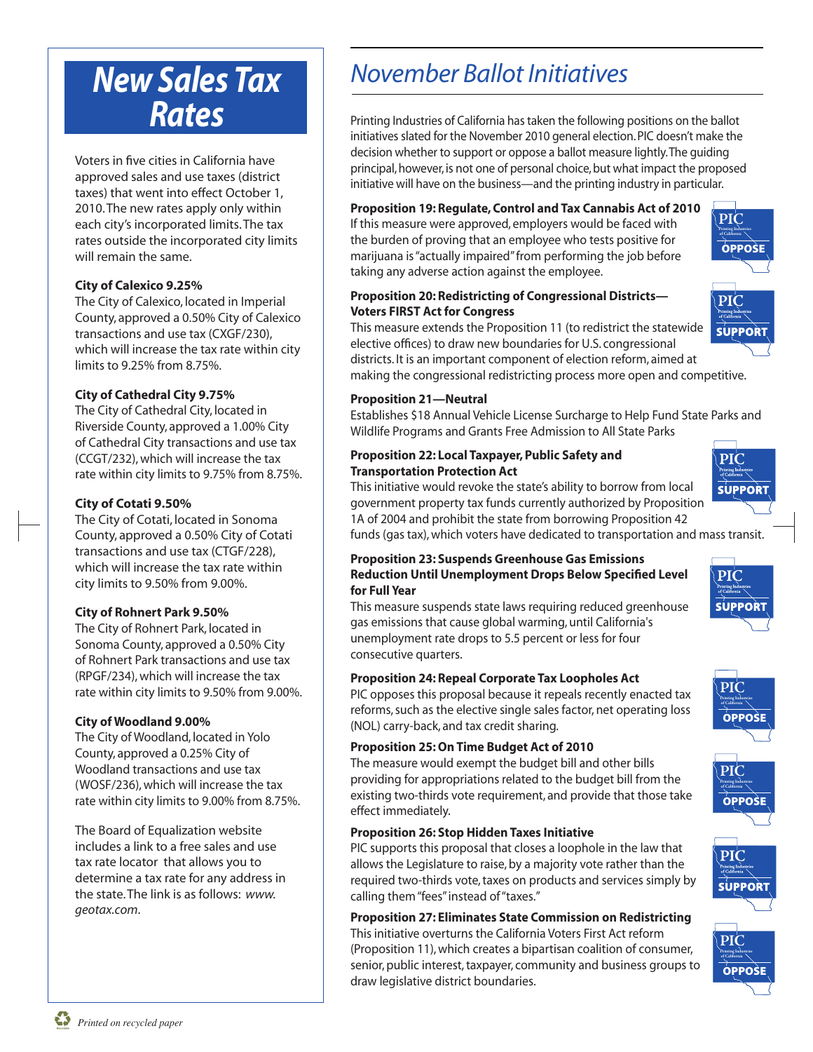# New Sales Tax Rates

Voters in five cities in California have approved sales and use taxes (district taxes) that went into effect October 1, 2010. The new rates apply only within each city's incorporated limits. The tax rates outside the incorporated city limits will remain the same.

**City of Calexico 9.25%**
The City of Calexico, located in Imperial County, approved a 0.50% City of Calexico transactions and use tax (CXGF/230), which will increase the tax rate within city limits to 9.25% from 8.75%.

**City of Cathedral City 9.75%**
The City of Cathedral City, located in Riverside County, approved a 1.00% City of Cathedral City transactions and use tax (CCGT/232), which will increase the tax rate within city limits to 9.75% from 8.75%.

**City of Cotati 9.50%**
The City of Cotati, located in Sonoma County, approved a 0.50% City of Cotati transactions and use tax (CTGF/228), which will increase the tax rate within city limits to 9.50% from 9.00%.

**City of Rohnert Park 9.50%**
The City of Rohnert Park, located in Sonoma County, approved a 0.50% City of Rohnert Park transactions and use tax (RPGF/234), which will increase the tax rate within city limits to 9.50% from 9.00%.

**City of Woodland 9.00%**
The City of Woodland, located in Yolo County, approved a 0.25% City of Woodland transactions and use tax (WOSF/236), which will increase the tax rate within city limits to 9.00% from 8.75%.

The Board of Equalization website includes a link to a free sales and use tax rate locator that allows you to determine a tax rate for any address in the state. The link is as follows: *www.geotax.com*.

# November Ballot Initiatives

Printing Industries of California has taken the following positions on the ballot initiatives slated for the November 2010 general election. PIC doesn't make the decision whether to support or oppose a ballot measure lightly. The guiding principal, however, is not one of personal choice, but what impact the proposed initiative will have on the business—and the printing industry in particular.

**Proposition 19: Regulate, Control and Tax Cannabis Act of 2010**
If this measure were approved, employers would be faced with the burden of proving that an employee who tests positive for marijuana is "actually impaired" from performing the job before taking any adverse action against the employee.

PIC Printing Industries of California **OPPOSE**

**Proposition 20: Redistricting of Congressional Districts—Voters FIRST Act for Congress**
This measure extends the Proposition 11 (to redistrict the statewide elective offices) to draw new boundaries for U.S. congressional districts. It is an important component of election reform, aimed at making the congressional redistricting process more open and competitive.

PIC Printing Industries of California **SUPPORT**

**Proposition 21—Neutral**
Establishes $18 Annual Vehicle License Surcharge to Help Fund State Parks and Wildlife Programs and Grants Free Admission to All State Parks

**Proposition 22: Local Taxpayer, Public Safety and Transportation Protection Act**
This initiative would revoke the state's ability to borrow from local government property tax funds currently authorized by Proposition 1A of 2004 and prohibit the state from borrowing Proposition 42 funds (gas tax), which voters have dedicated to transportation and mass transit.

PIC Printing Industries of California **SUPPORT**

**Proposition 23: Suspends Greenhouse Gas Emissions Reduction Until Unemployment Drops Below Specified Level for Full Year**
This measure suspends state laws requiring reduced greenhouse gas emissions that cause global warming, until California's unemployment rate drops to 5.5 percent or less for four consecutive quarters.

PIC Printing Industries of California **SUPPORT**

**Proposition 24: Repeal Corporate Tax Loopholes Act**
PIC opposes this proposal because it repeals recently enacted tax reforms, such as the elective single sales factor, net operating loss (NOL) carry-back, and tax credit sharing.

PIC Printing Industries of California **OPPOSE**

**Proposition 25: On Time Budget Act of 2010**
The measure would exempt the budget bill and other bills providing for appropriations related to the budget bill from the existing two-thirds vote requirement, and provide that those take effect immediately.

PIC Printing Industries of California **OPPOSE**

**Proposition 26: Stop Hidden Taxes Initiative**
PIC supports this proposal that closes a loophole in the law that allows the Legislature to raise, by a majority vote rather than the required two-thirds vote, taxes on products and services simply by calling them "fees" instead of "taxes."

PIC Printing Industries of California **SUPPORT**

**Proposition 27: Eliminates State Commission on Redistricting**
This initiative overturns the California Voters First Act reform (Proposition 11), which creates a bipartisan coalition of consumer, senior, public interest, taxpayer, community and business groups to draw legislative district boundaries.

PIC Printing Industries of California **OPPOSE**

*Printed on recycled paper*